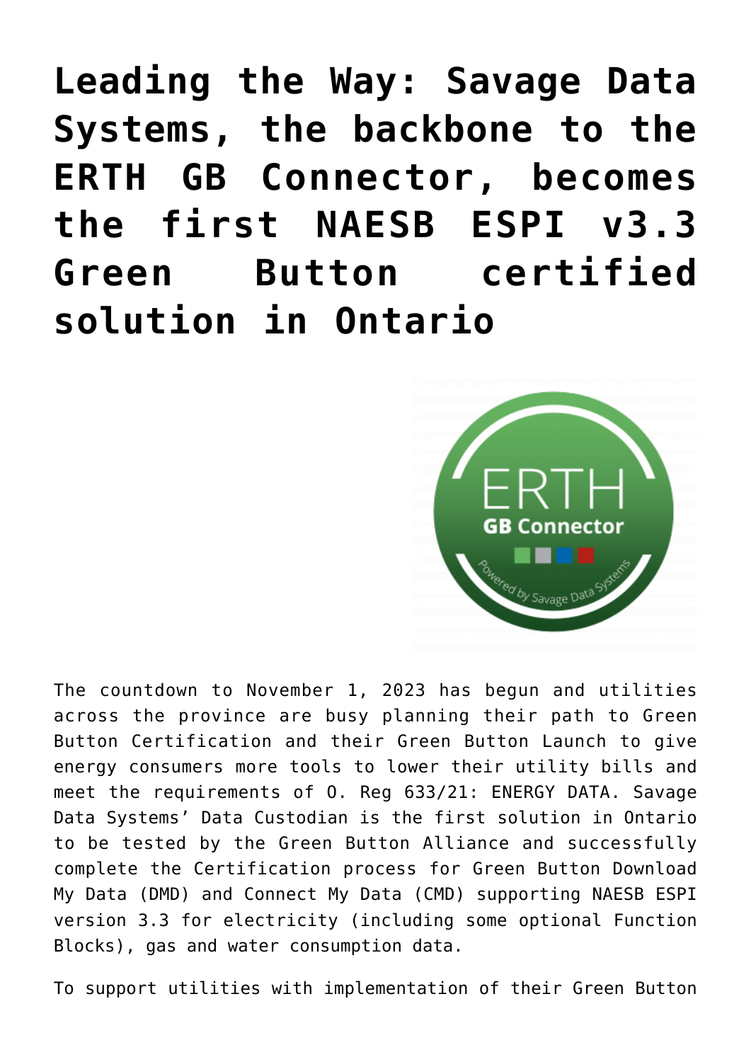# Leading the Way: Savage Data Systems, the backbone to the ERTH GB Connector, becomes the first NAESB ESPI v3.3 Green Button certified solution in Ontario

The countdown to November 1, 2023 has begun and utilities across the province are busy planning their path to Green Button Certification and their Green Button Launch to give energy consumers more tools to lower their utility bills and meet the requirements of O. Reg 633/21: ENERGY DATA. Savage Data Systems' Data Custodian is the first solution in Ontario to be tested by the Green Button Alliance and successfully complete the Certification process for Green Button Download My Data (DMD) and Connect My Data (CMD) supporting NAESB ESPI version 3.3 for electricity (including some optional Function Blocks), gas and water consumption data.

To support utilities with implementation of their Green Button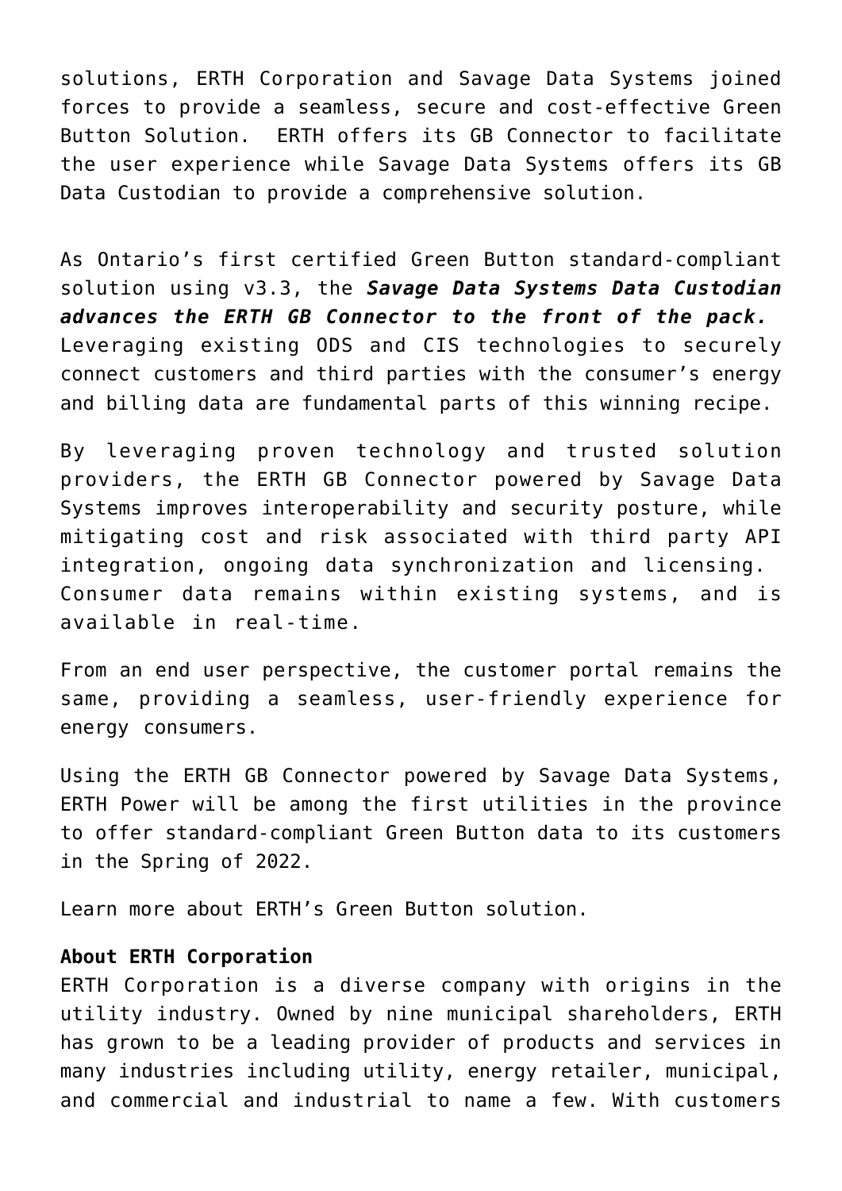solutions, ERTH Corporation and Savage Data Systems joined forces to provide a seamless, secure and cost-effective Green Button Solution. ERTH offers its GB Connector to facilitate the user experience while Savage Data Systems offers its GB Data Custodian to provide a comprehensive solution.

As Ontario's first certified Green Button standard-compliant solution using v3.3, the ***Savage Data Systems Data Custodian advances the ERTH GB Connector to the front of the pack.*** Leveraging existing ODS and CIS technologies to securely connect customers and third parties with the consumer's energy and billing data are fundamental parts of this winning recipe.

By leveraging proven technology and trusted solution providers, the ERTH GB Connector powered by Savage Data Systems improves interoperability and security posture, while mitigating cost and risk associated with third party API integration, ongoing data synchronization and licensing. Consumer data remains within existing systems, and is available in real-time.

From an end user perspective, the customer portal remains the same, providing a seamless, user-friendly experience for energy consumers.

Using the ERTH GB Connector powered by Savage Data Systems, ERTH Power will be among the first utilities in the province to offer standard-compliant Green Button data to its customers in the Spring of 2022.

Learn more about ERTH's Green Button solution.

**About ERTH Corporation**
ERTH Corporation is a diverse company with origins in the utility industry. Owned by nine municipal shareholders, ERTH has grown to be a leading provider of products and services in many industries including utility, energy retailer, municipal, and commercial and industrial to name a few. With customers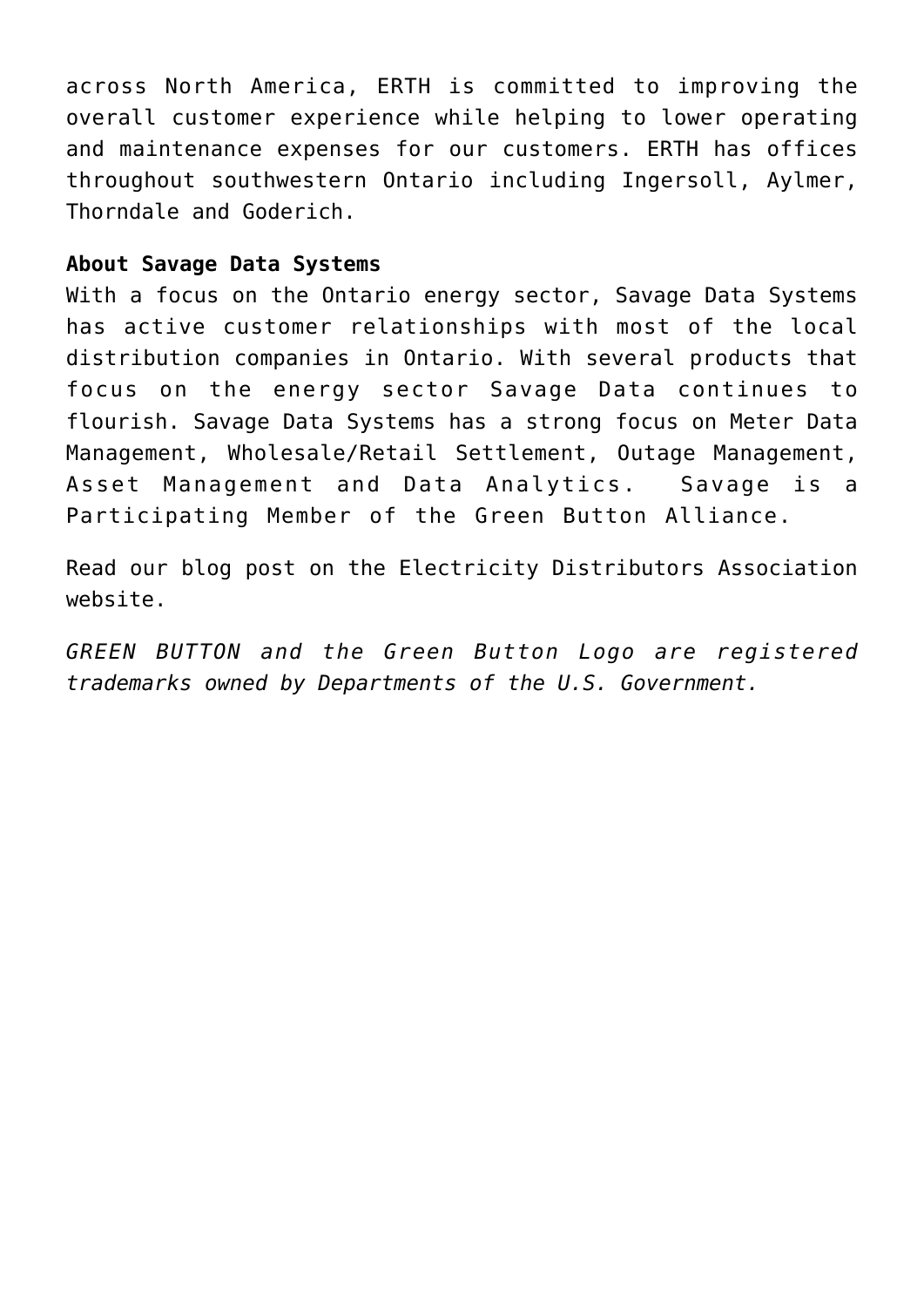across North America, ERTH is committed to improving the overall customer experience while helping to lower operating and maintenance expenses for our customers. ERTH has offices throughout southwestern Ontario including Ingersoll, Aylmer, Thorndale and Goderich.

**About Savage Data Systems**
With a focus on the Ontario energy sector, Savage Data Systems has active customer relationships with most of the local distribution companies in Ontario. With several products that focus on the energy sector Savage Data continues to flourish. Savage Data Systems has a strong focus on Meter Data Management, Wholesale/Retail Settlement, Outage Management, Asset Management and Data Analytics. Savage is a Participating Member of the Green Button Alliance.

Read our blog post on the Electricity Distributors Association website.

*GREEN BUTTON and the Green Button Logo are registered trademarks owned by Departments of the U.S. Government.*